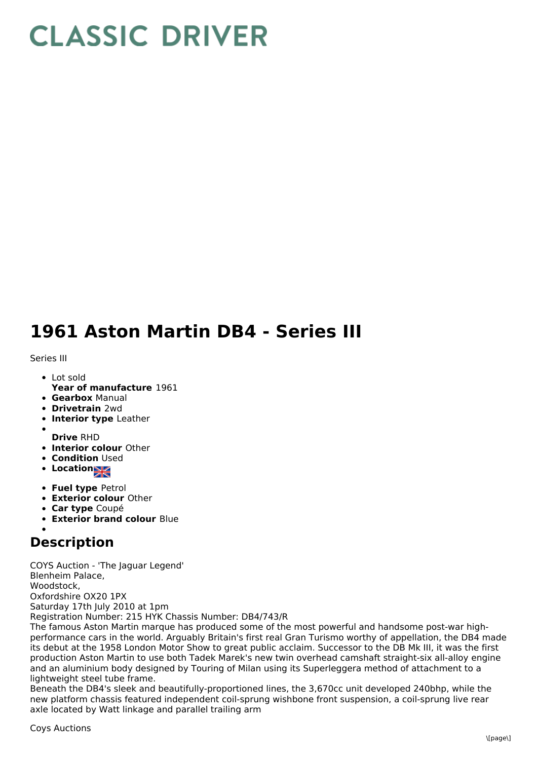# CLASSIC DRIVER

# 1961 Aston Martin DB4 - Series III

Series III

- Lot sold
  **Year of manufacture** 1961
- **Gearbox** Manual
- **Drivetrain** 2wd
- **Interior type** Leather
- 
  **Drive** RHD
- **Interior colour** Other
- **Condition** Used
- **Location**
- **Fuel type** Petrol
- **Exterior colour** Other
- **Car type** Coupé
- **Exterior brand colour** Blue
- 

## Description

COYS Auction - 'The Jaguar Legend'
Blenheim Palace,
Woodstock,
Oxfordshire OX20 1PX
Saturday 17th July 2010 at 1pm
Registration Number: 215 HYK Chassis Number: DB4/743/R
The famous Aston Martin marque has produced some of the most powerful and handsome post-war high-performance cars in the world. Arguably Britain's first real Gran Turismo worthy of appellation, the DB4 made its debut at the 1958 London Motor Show to great public acclaim. Successor to the DB Mk III, it was the first production Aston Martin to use both Tadek Marek's new twin overhead camshaft straight-six all-alloy engine and an aluminium body designed by Touring of Milan using its Superleggera method of attachment to a lightweight steel tube frame.
Beneath the DB4's sleek and beautifully-proportioned lines, the 3,670cc unit developed 240bhp, while the new platform chassis featured independent coil-sprung wishbone front suspension, a coil-sprung live rear axle located by Watt linkage and parallel trailing arm

Coys Auctions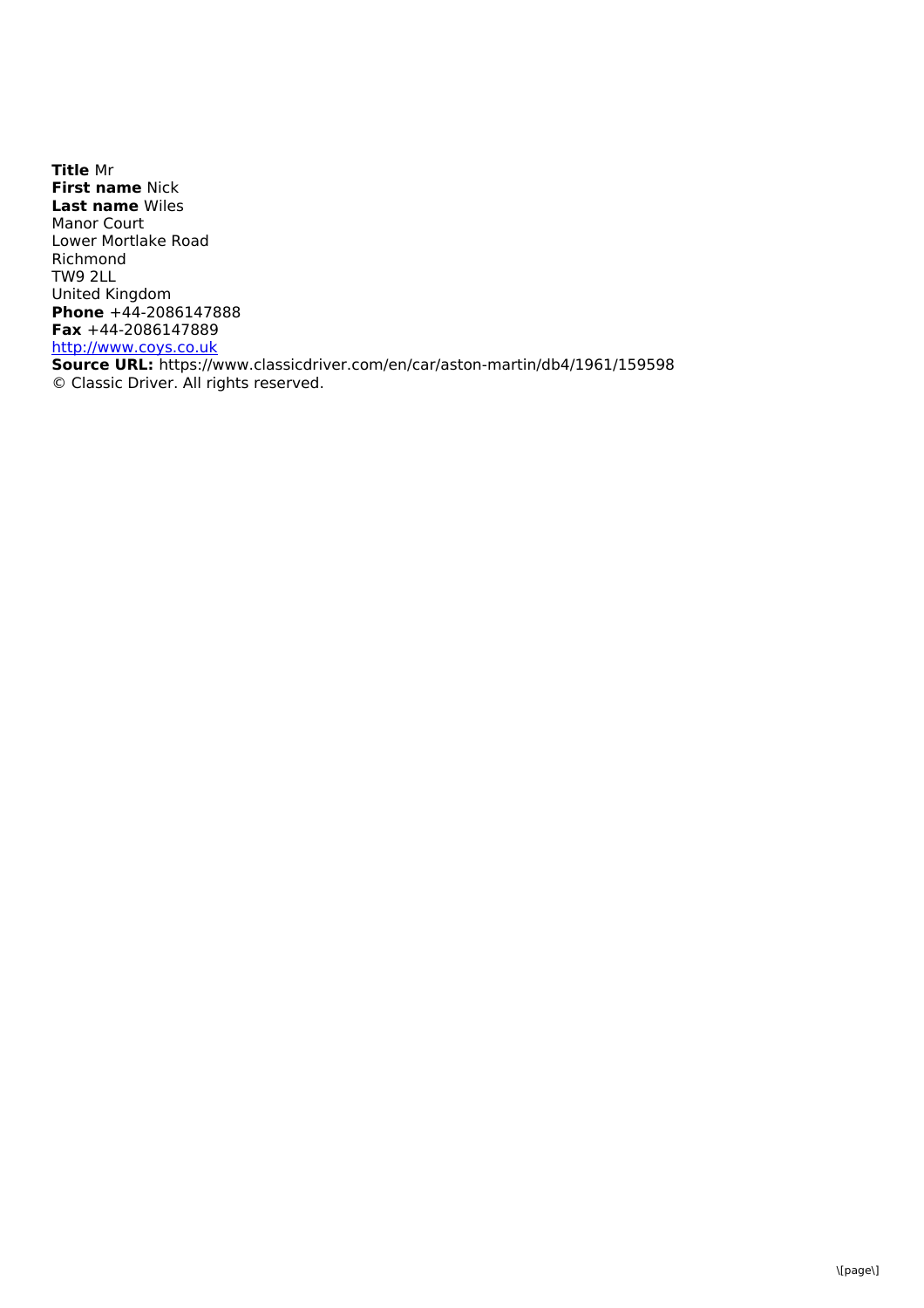**Title** Mr
**First name** Nick
**Last name** Wiles
Manor Court
Lower Mortlake Road
Richmond
TW9 2LL
United Kingdom
**Phone** +44-2086147888
**Fax** +44-2086147889
[http://www.coys.co.uk](http://www.coys.co.uk)
**Source URL:** https://www.classicdriver.com/en/car/aston-martin/db4/1961/159598
© Classic Driver. All rights reserved.